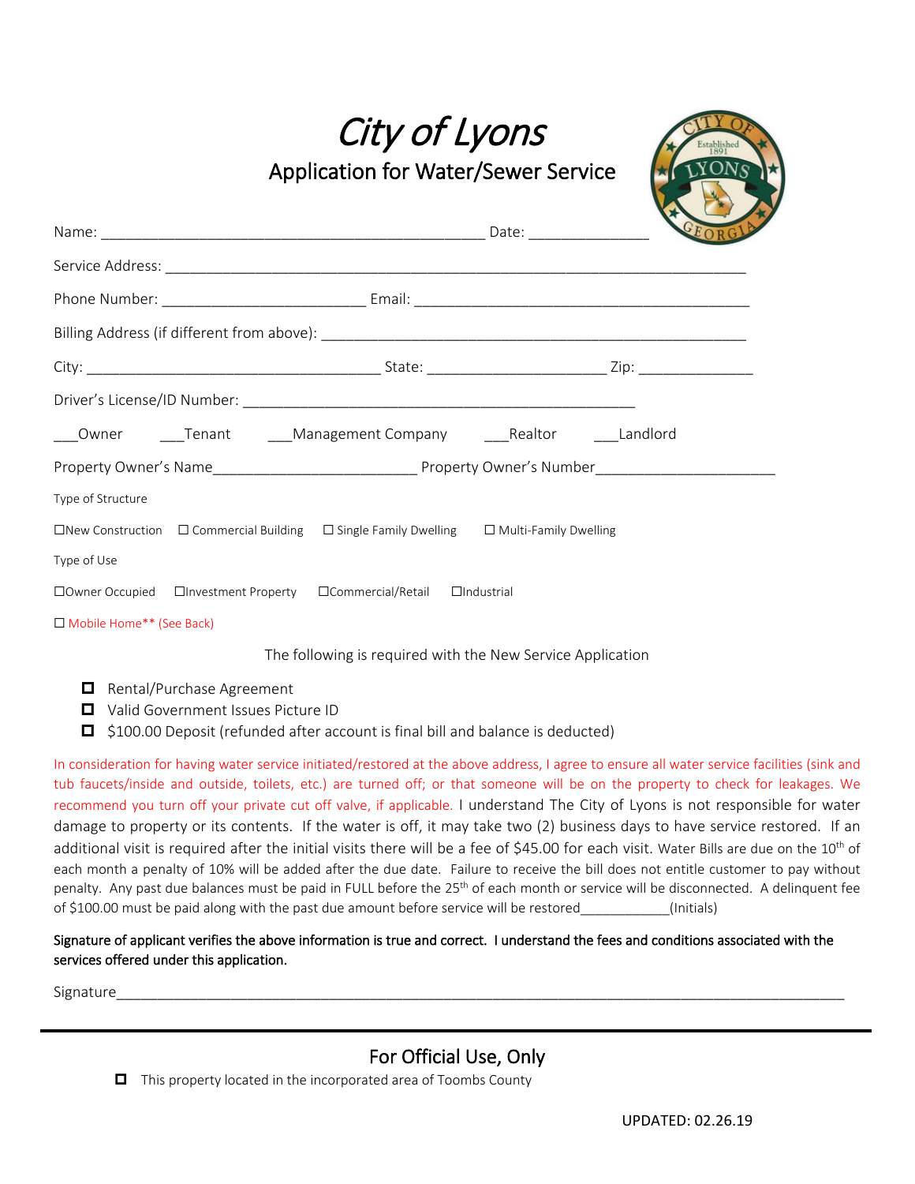# *City of Lyons*

## Application for Water/Sewer Service

Name: _____________________________________________ Date: ______________

Service Address: ______________________________________________________________________

Phone Number: ________________________ Email: _______________________________________

Billing Address (if different from above): ______________________________________________

City: __________________________________ State: _____________________ Zip: _____________

Driver's License/ID Number: ______________________________________________

___Owner ___Tenant ___Management Company ___Realtor ___Landlord

Property Owner's Name________________________ Property Owner's Number_____________________

Type of Structure

☐New Construction ☐ Commercial Building ☐ Single Family Dwelling ☐ Multi-Family Dwelling

Type of Use

☐Owner Occupied ☐Investment Property ☐Commercial/Retail ☐Industrial

☐ Mobile Home** (See Back)

The following is required with the New Service Application

- ☐ Rental/Purchase Agreement
- ☐ Valid Government Issues Picture ID
- ☐ $100.00 Deposit (refunded after account is final bill and balance is deducted)

In consideration for having water service initiated/restored at the above address, I agree to ensure all water service facilities (sink and tub faucets/inside and outside, toilets, etc.) are turned off; or that someone will be on the property to check for leakages. We recommend you turn off your private cut off valve, if applicable. I understand The City of Lyons is not responsible for water damage to property or its contents. If the water is off, it may take two (2) business days to have service restored. If an additional visit is required after the initial visits there will be a fee of $45.00 for each visit. Water Bills are due on the 10th of each month a penalty of 10% will be added after the due date. Failure to receive the bill does not entitle customer to pay without penalty. Any past due balances must be paid in FULL before the 25th of each month or service will be disconnected. A delinquent fee of $100.00 must be paid along with the past due amount before service will be restored___________(Initials)

**Signature of applicant verifies the above information is true and correct. I understand the fees and conditions associated with the services offered under this application.**

Signature_________________________________________________________________________________

## For Official Use, Only

- ☐ This property located in the incorporated area of Toombs County

UPDATED: 02.26.19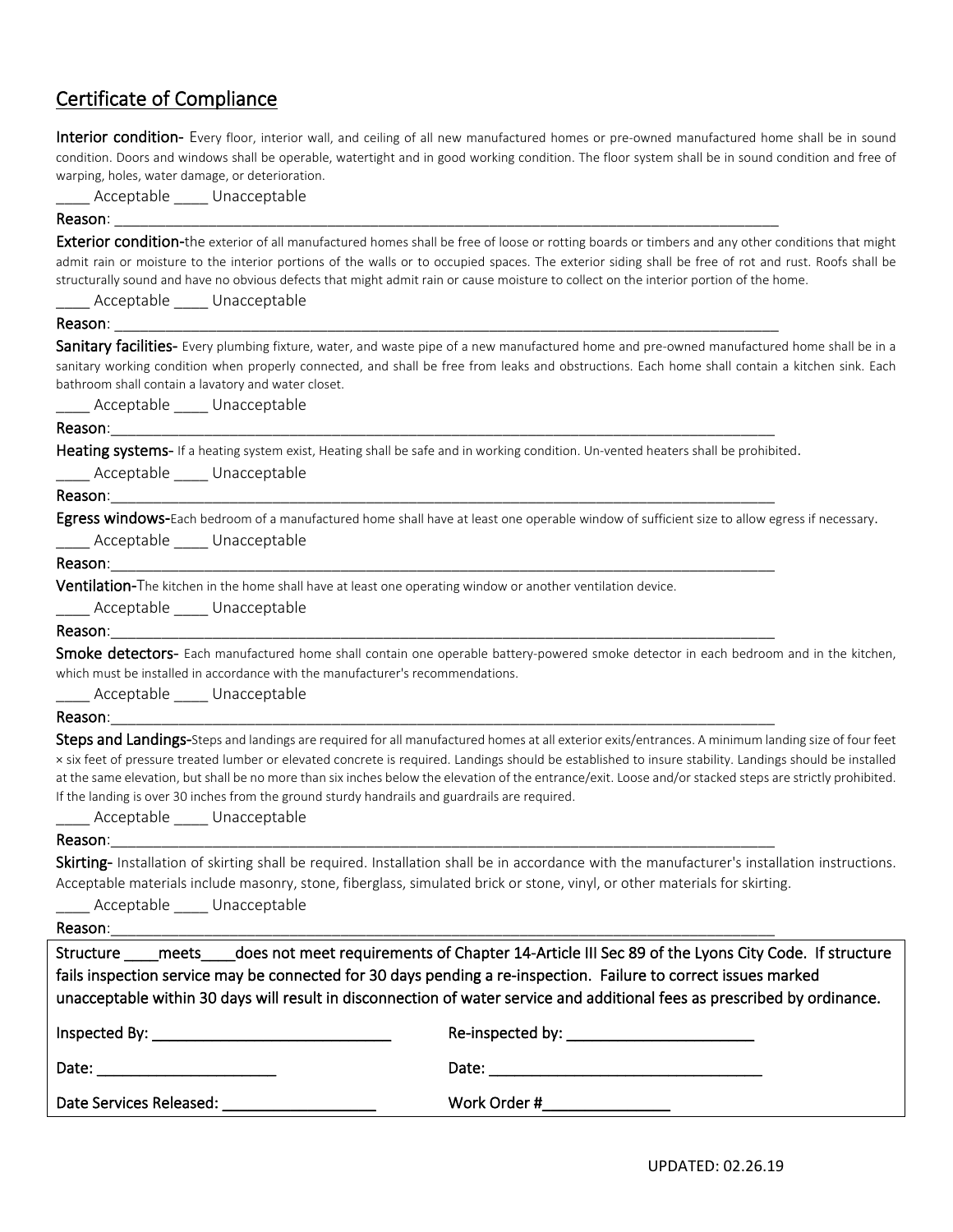## Certificate of Compliance

**Interior condition-** Every floor, interior wall, and ceiling of all new manufactured homes or pre-owned manufactured home shall be in sound condition. Doors and windows shall be operable, watertight and in good working condition. The floor system shall be in sound condition and free of warping, holes, water damage, or deterioration.

____ Acceptable ____ Unacceptable

**Reason**: ___________________________________________________________________________________

**Exterior condition-**the exterior of all manufactured homes shall be free of loose or rotting boards or timbers and any other conditions that might admit rain or moisture to the interior portions of the walls or to occupied spaces. The exterior siding shall be free of rot and rust. Roofs shall be structurally sound and have no obvious defects that might admit rain or cause moisture to collect on the interior portion of the home.

____ Acceptable ____ Unacceptable

**Reason**: ___________________________________________________________________________________

**Sanitary facilities-** Every plumbing fixture, water, and waste pipe of a new manufactured home and pre-owned manufactured home shall be in a sanitary working condition when properly connected, and shall be free from leaks and obstructions. Each home shall contain a kitchen sink. Each bathroom shall contain a lavatory and water closet.

____ Acceptable ____ Unacceptable

**Reason**:___________________________________________________________________________________

**Heating systems-** If a heating system exist, Heating shall be safe and in working condition. Un-vented heaters shall be prohibited.

____ Acceptable ____ Unacceptable

**Reason**:___________________________________________________________________________________

**Egress windows-**Each bedroom of a manufactured home shall have at least one operable window of sufficient size to allow egress if necessary.

____ Acceptable ____ Unacceptable

**Reason**:___________________________________________________________________________________

**Ventilation-**The kitchen in the home shall have at least one operating window or another ventilation device.

____ Acceptable ____ Unacceptable

**Reason**:___________________________________________________________________________________

**Smoke detectors-** Each manufactured home shall contain one operable battery-powered smoke detector in each bedroom and in the kitchen, which must be installed in accordance with the manufacturer's recommendations.

____ Acceptable ____ Unacceptable

**Reason**:___________________________________________________________________________________

**Steps and Landings-**Steps and landings are required for all manufactured homes at all exterior exits/entrances. A minimum landing size of four feet × six feet of pressure treated lumber or elevated concrete is required. Landings should be established to insure stability. Landings should be installed at the same elevation, but shall be no more than six inches below the elevation of the entrance/exit. Loose and/or stacked steps are strictly prohibited. If the landing is over 30 inches from the ground sturdy handrails and guardrails are required.

____ Acceptable ____ Unacceptable

**Reason**:___________________________________________________________________________________

**Skirting-** Installation of skirting shall be required. Installation shall be in accordance with the manufacturer's installation instructions. Acceptable materials include masonry, stone, fiberglass, simulated brick or stone, vinyl, or other materials for skirting.

____ Acceptable ____ Unacceptable

**Reason**:___________________________________________________________________________________

Structure ____meets____does not meet requirements of Chapter 14-Article III Sec 89 of the Lyons City Code. If structure fails inspection service may be connected for 30 days pending a re-inspection. Failure to correct issues marked unacceptable within 30 days will result in disconnection of water service and additional fees as prescribed by ordinance.

Inspected By: ______________________________ Re-inspected by: _______________________

Date: ______________________ Date: __________________________________

Date Services Released: ___________________ Work Order #_______________

UPDATED: 02.26.19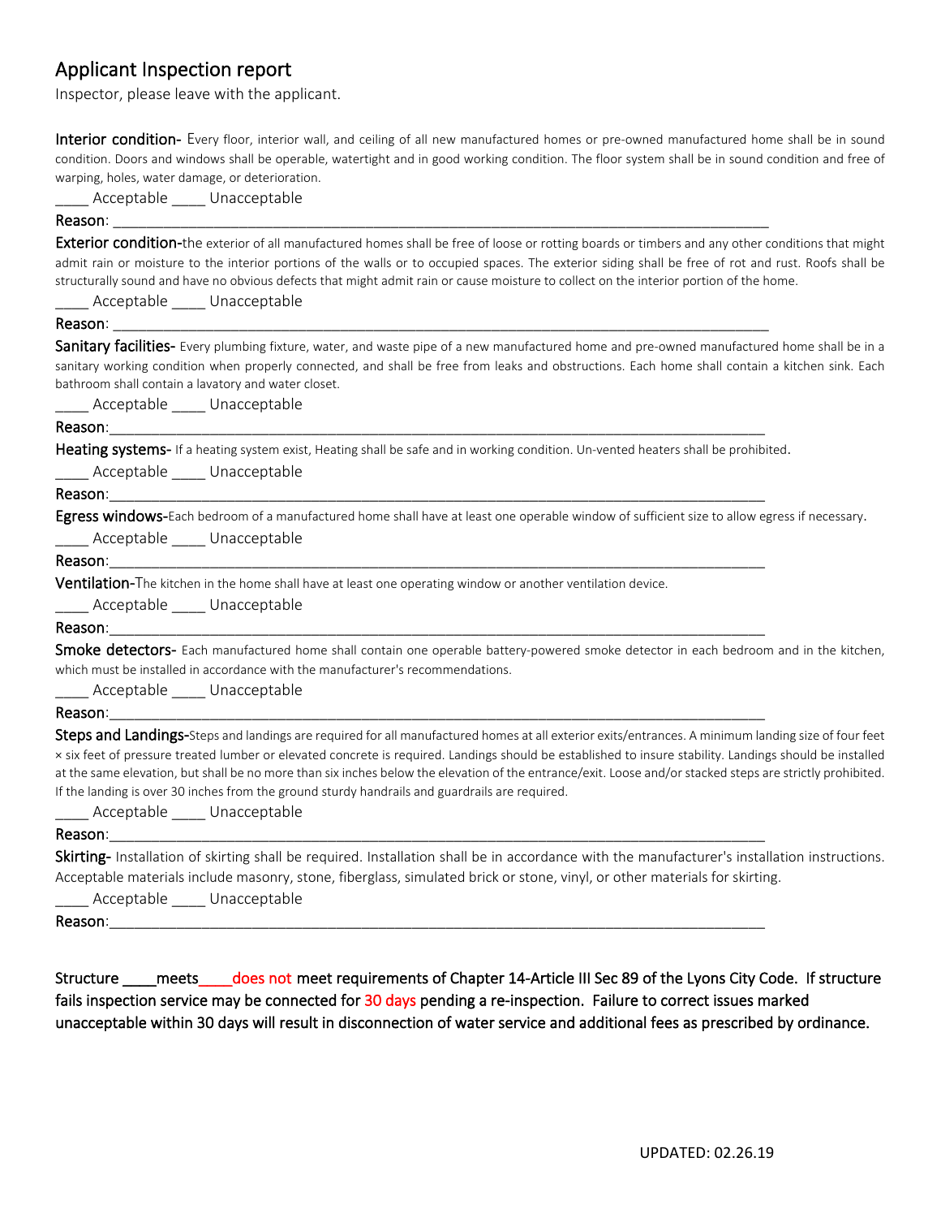# Applicant Inspection report

Inspector, please leave with the applicant.

**Interior condition-** Every floor, interior wall, and ceiling of all new manufactured homes or pre-owned manufactured home shall be in sound condition. Doors and windows shall be operable, watertight and in good working condition. The floor system shall be in sound condition and free of warping, holes, water damage, or deterioration.

____ Acceptable ____ Unacceptable

Reason: ___________________________________________________________________________

**Exterior condition-**the exterior of all manufactured homes shall be free of loose or rotting boards or timbers and any other conditions that might admit rain or moisture to the interior portions of the walls or to occupied spaces. The exterior siding shall be free of rot and rust. Roofs shall be structurally sound and have no obvious defects that might admit rain or cause moisture to collect on the interior portion of the home.

____ Acceptable ____ Unacceptable

Reason: ___________________________________________________________________________

**Sanitary facilities-** Every plumbing fixture, water, and waste pipe of a new manufactured home and pre-owned manufactured home shall be in a sanitary working condition when properly connected, and shall be free from leaks and obstructions. Each home shall contain a kitchen sink. Each bathroom shall contain a lavatory and water closet.

____ Acceptable ____ Unacceptable

Reason:___________________________________________________________________________

**Heating systems-** If a heating system exist, Heating shall be safe and in working condition. Un-vented heaters shall be prohibited.

____ Acceptable ____ Unacceptable

Reason:___________________________________________________________________________

**Egress windows-**Each bedroom of a manufactured home shall have at least one operable window of sufficient size to allow egress if necessary.

____ Acceptable ____ Unacceptable

Reason:___________________________________________________________________________

**Ventilation-**The kitchen in the home shall have at least one operating window or another ventilation device.

____ Acceptable ____ Unacceptable

Reason:___________________________________________________________________________

**Smoke detectors-** Each manufactured home shall contain one operable battery-powered smoke detector in each bedroom and in the kitchen, which must be installed in accordance with the manufacturer's recommendations.

____ Acceptable ____ Unacceptable

Reason:___________________________________________________________________________

**Steps and Landings-**Steps and landings are required for all manufactured homes at all exterior exits/entrances. A minimum landing size of four feet × six feet of pressure treated lumber or elevated concrete is required. Landings should be established to insure stability. Landings should be installed at the same elevation, but shall be no more than six inches below the elevation of the entrance/exit. Loose and/or stacked steps are strictly prohibited. If the landing is over 30 inches from the ground sturdy handrails and guardrails are required.

____ Acceptable ____ Unacceptable

Reason:___________________________________________________________________________

**Skirting-** Installation of skirting shall be required. Installation shall be in accordance with the manufacturer's installation instructions. Acceptable materials include masonry, stone, fiberglass, simulated brick or stone, vinyl, or other materials for skirting.

____ Acceptable ____ Unacceptable

Reason:___________________________________________________________________________

Structure ____meets____does not meet requirements of Chapter 14-Article III Sec 89 of the Lyons City Code. If structure fails inspection service may be connected for 30 days pending a re-inspection. Failure to correct issues marked unacceptable within 30 days will result in disconnection of water service and additional fees as prescribed by ordinance.

UPDATED: 02.26.19